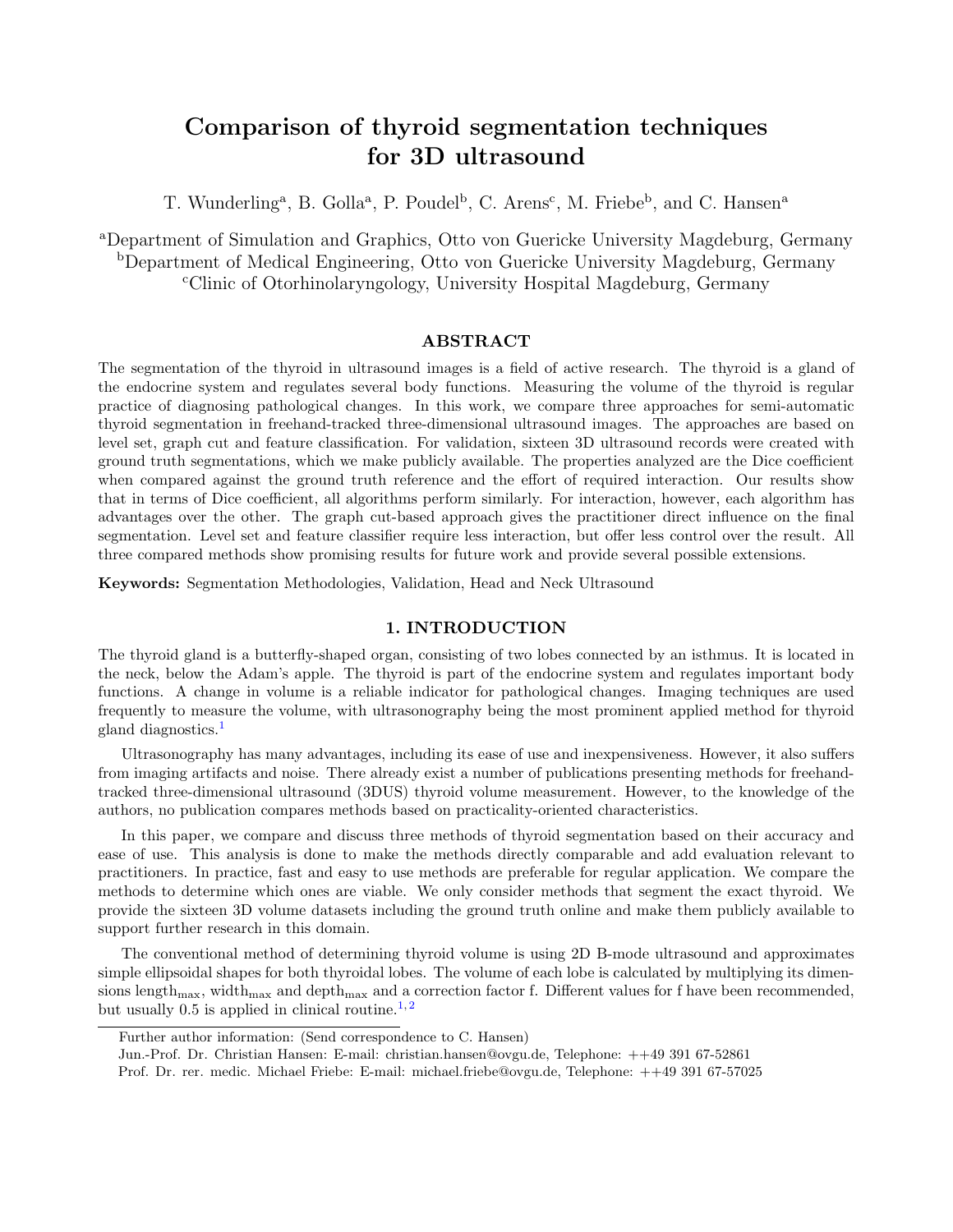# Comparison of thyroid segmentation techniques for 3D ultrasound

T. Wunderling[a], B. Golla[a], P. Poudel[b], C. Arens[c], M. Friebe[b], and C. Hansen[a]

[a]Department of Simulation and Graphics, Otto von Guericke University Magdeburg, Germany
[b]Department of Medical Engineering, Otto von Guericke University Magdeburg, Germany
[c]Clinic of Otorhinolaryngology, University Hospital Magdeburg, Germany

## ABSTRACT

The segmentation of the thyroid in ultrasound images is a field of active research. The thyroid is a gland of the endocrine system and regulates several body functions. Measuring the volume of the thyroid is regular practice of diagnosing pathological changes. In this work, we compare three approaches for semi-automatic thyroid segmentation in freehand-tracked three-dimensional ultrasound images. The approaches are based on level set, graph cut and feature classification. For validation, sixteen 3D ultrasound records were created with ground truth segmentations, which we make publicly available. The properties analyzed are the Dice coefficient when compared against the ground truth reference and the effort of required interaction. Our results show that in terms of Dice coefficient, all algorithms perform similarly. For interaction, however, each algorithm has advantages over the other. The graph cut-based approach gives the practitioner direct influence on the final segmentation. Level set and feature classifier require less interaction, but offer less control over the result. All three compared methods show promising results for future work and provide several possible extensions.

**Keywords:** Segmentation Methodologies, Validation, Head and Neck Ultrasound

## 1. INTRODUCTION

The thyroid gland is a butterfly-shaped organ, consisting of two lobes connected by an isthmus. It is located in the neck, below the Adam's apple. The thyroid is part of the endocrine system and regulates important body functions. A change in volume is a reliable indicator for pathological changes. Imaging techniques are used frequently to measure the volume, with ultrasonography being the most prominent applied method for thyroid gland diagnostics.[1]

Ultrasonography has many advantages, including its ease of use and inexpensiveness. However, it also suffers from imaging artifacts and noise. There already exist a number of publications presenting methods for freehand-tracked three-dimensional ultrasound (3DUS) thyroid volume measurement. However, to the knowledge of the authors, no publication compares methods based on practicality-oriented characteristics.

In this paper, we compare and discuss three methods of thyroid segmentation based on their accuracy and ease of use. This analysis is done to make the methods directly comparable and add evaluation relevant to practitioners. In practice, fast and easy to use methods are preferable for regular application. We compare the methods to determine which ones are viable. We only consider methods that segment the exact thyroid. We provide the sixteen 3D volume datasets including the ground truth online and make them publicly available to support further research in this domain.

The conventional method of determining thyroid volume is using 2D B-mode ultrasound and approximates simple ellipsoidal shapes for both thyroidal lobes. The volume of each lobe is calculated by multiplying its dimensions $\text{length}_{\text{max}}$, $\text{width}_{\text{max}}$ and $\text{depth}_{\text{max}}$ and a correction factor f. Different values for f have been recommended, but usually 0.5 is applied in clinical routine.[1,2]

Further author information: (Send correspondence to C. Hansen)
Jun.-Prof. Dr. Christian Hansen: E-mail: christian.hansen@ovgu.de, Telephone: ++49 391 67-52861
Prof. Dr. rer. medic. Michael Friebe: E-mail: michael.friebe@ovgu.de, Telephone: ++49 391 67-57025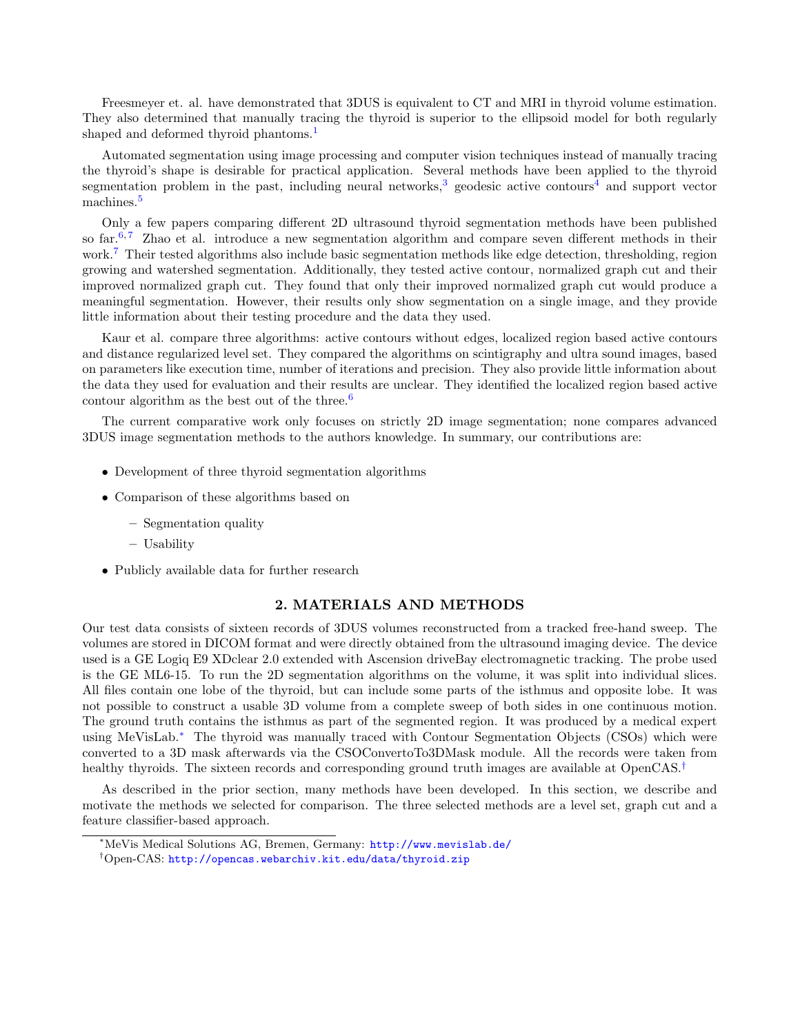Freesmeyer et. al. have demonstrated that 3DUS is equivalent to CT and MRI in thyroid volume estimation. They also determined that manually tracing the thyroid is superior to the ellipsoid model for both regularly shaped and deformed thyroid phantoms.[1]

Automated segmentation using image processing and computer vision techniques instead of manually tracing the thyroid's shape is desirable for practical application. Several methods have been applied to the thyroid segmentation problem in the past, including neural networks,[3] geodesic active contours[4] and support vector machines.[5]

Only a few papers comparing different 2D ultrasound thyroid segmentation methods have been published so far.[6,7] Zhao et al. introduce a new segmentation algorithm and compare seven different methods in their work.[7] Their tested algorithms also include basic segmentation methods like edge detection, thresholding, region growing and watershed segmentation. Additionally, they tested active contour, normalized graph cut and their improved normalized graph cut. They found that only their improved normalized graph cut would produce a meaningful segmentation. However, their results only show segmentation on a single image, and they provide little information about their testing procedure and the data they used.

Kaur et al. compare three algorithms: active contours without edges, localized region based active contours and distance regularized level set. They compared the algorithms on scintigraphy and ultra sound images, based on parameters like execution time, number of iterations and precision. They also provide little information about the data they used for evaluation and their results are unclear. They identified the localized region based active contour algorithm as the best out of the three.[6]

The current comparative work only focuses on strictly 2D image segmentation; none compares advanced 3DUS image segmentation methods to the authors knowledge. In summary, our contributions are:

- Development of three thyroid segmentation algorithms
- Comparison of these algorithms based on
  - Segmentation quality
  - Usability
- Publicly available data for further research

## 2. MATERIALS AND METHODS

Our test data consists of sixteen records of 3DUS volumes reconstructed from a tracked free-hand sweep. The volumes are stored in DICOM format and were directly obtained from the ultrasound imaging device. The device used is a GE Logiq E9 XDclear 2.0 extended with Ascension driveBay electromagnetic tracking. The probe used is the GE ML6-15. To run the 2D segmentation algorithms on the volume, it was split into individual slices. All files contain one lobe of the thyroid, but can include some parts of the isthmus and opposite lobe. It was not possible to construct a usable 3D volume from a complete sweep of both sides in one continuous motion. The ground truth contains the isthmus as part of the segmented region. It was produced by a medical expert using MeVisLab.[*] The thyroid was manually traced with Contour Segmentation Objects (CSOs) which were converted to a 3D mask afterwards via the CSOConvertoTo3DMask module. All the records were taken from healthy thyroids. The sixteen records and corresponding ground truth images are available at OpenCAS.[†]

As described in the prior section, many methods have been developed. In this section, we describe and motivate the methods we selected for comparison. The three selected methods are a level set, graph cut and a feature classifier-based approach.

---

[*] MeVis Medical Solutions AG, Bremen, Germany: http://www.mevislab.de/

[†] Open-CAS: http://opencas.webarchiv.kit.edu/data/thyroid.zip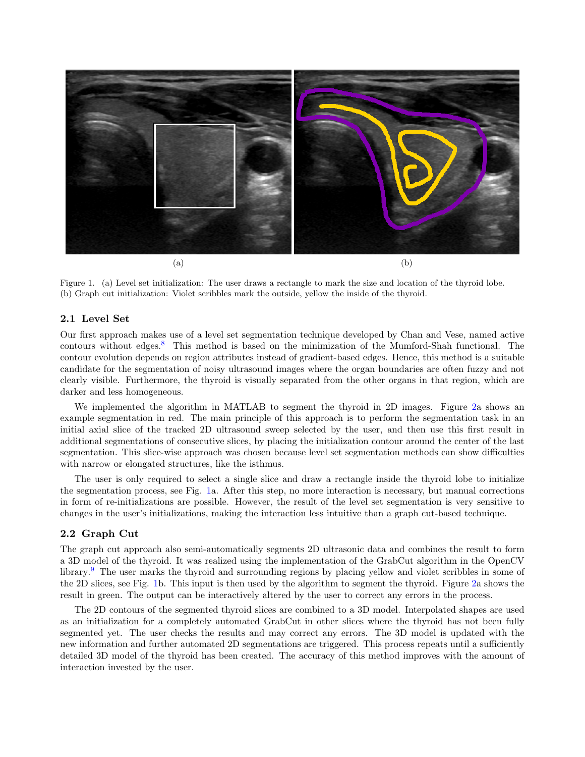(a) (b)

Figure 1. (a) Level set initialization: The user draws a rectangle to mark the size and location of the thyroid lobe. (b) Graph cut initialization: Violet scribbles mark the outside, yellow the inside of the thyroid.

### 2.1 Level Set

Our first approach makes use of a level set segmentation technique developed by Chan and Vese, named active contours without edges.[8] This method is based on the minimization of the Mumford-Shah functional. The contour evolution depends on region attributes instead of gradient-based edges. Hence, this method is a suitable candidate for the segmentation of noisy ultrasound images where the organ boundaries are often fuzzy and not clearly visible. Furthermore, the thyroid is visually separated from the other organs in that region, which are darker and less homogeneous.

We implemented the algorithm in MATLAB to segment the thyroid in 2D images. Figure 2a shows an example segmentation in red. The main principle of this approach is to perform the segmentation task in an initial axial slice of the tracked 2D ultrasound sweep selected by the user, and then use this first result in additional segmentations of consecutive slices, by placing the initialization contour around the center of the last segmentation. This slice-wise approach was chosen because level set segmentation methods can show difficulties with narrow or elongated structures, like the isthmus.

The user is only required to select a single slice and draw a rectangle inside the thyroid lobe to initialize the segmentation process, see Fig. 1a. After this step, no more interaction is necessary, but manual corrections in form of re-initializations are possible. However, the result of the level set segmentation is very sensitive to changes in the user's initializations, making the interaction less intuitive than a graph cut-based technique.

### 2.2 Graph Cut

The graph cut approach also semi-automatically segments 2D ultrasonic data and combines the result to form a 3D model of the thyroid. It was realized using the implementation of the GrabCut algorithm in the OpenCV library.[9] The user marks the thyroid and surrounding regions by placing yellow and violet scribbles in some of the 2D slices, see Fig. 1b. This input is then used by the algorithm to segment the thyroid. Figure 2a shows the result in green. The output can be interactively altered by the user to correct any errors in the process.

The 2D contours of the segmented thyroid slices are combined to a 3D model. Interpolated shapes are used as an initialization for a completely automated GrabCut in other slices where the thyroid has not been fully segmented yet. The user checks the results and may correct any errors. The 3D model is updated with the new information and further automated 2D segmentations are triggered. This process repeats until a sufficiently detailed 3D model of the thyroid has been created. The accuracy of this method improves with the amount of interaction invested by the user.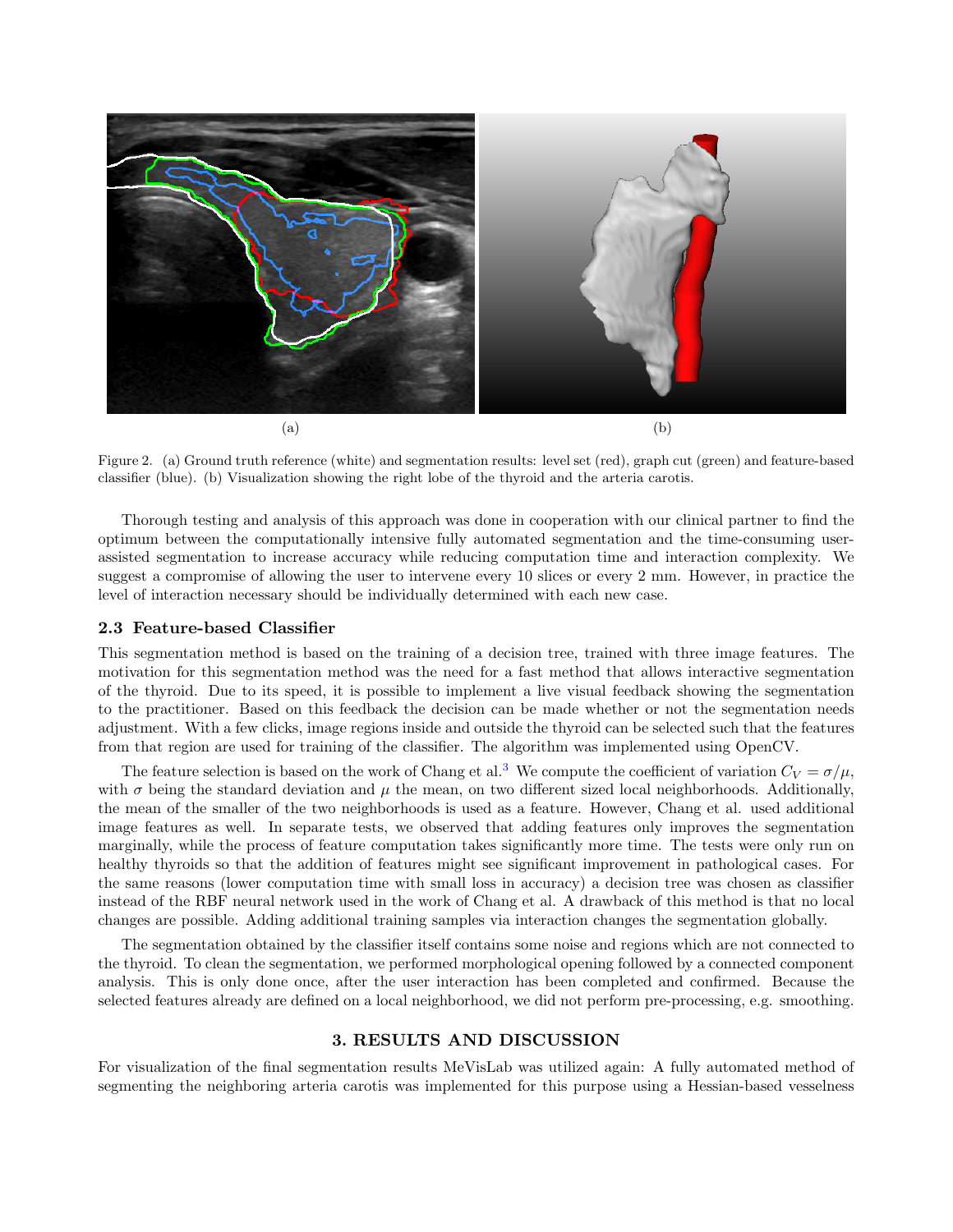(a)

(b)

Figure 2. (a) Ground truth reference (white) and segmentation results: level set (red), graph cut (green) and feature-based classifier (blue). (b) Visualization showing the right lobe of the thyroid and the arteria carotis.

Thorough testing and analysis of this approach was done in cooperation with our clinical partner to find the optimum between the computationally intensive fully automated segmentation and the time-consuming user-assisted segmentation to increase accuracy while reducing computation time and interaction complexity. We suggest a compromise of allowing the user to intervene every 10 slices or every 2 mm. However, in practice the level of interaction necessary should be individually determined with each new case.

### 2.3 Feature-based Classifier

This segmentation method is based on the training of a decision tree, trained with three image features. The motivation for this segmentation method was the need for a fast method that allows interactive segmentation of the thyroid. Due to its speed, it is possible to implement a live visual feedback showing the segmentation to the practitioner. Based on this feedback the decision can be made whether or not the segmentation needs adjustment. With a few clicks, image regions inside and outside the thyroid can be selected such that the features from that region are used for training of the classifier. The algorithm was implemented using OpenCV.

The feature selection is based on the work of Chang et al.[3] We compute the coefficient of variation $C_V = \sigma/\mu$, with $\sigma$ being the standard deviation and $\mu$ the mean, on two different sized local neighborhoods. Additionally, the mean of the smaller of the two neighborhoods is used as a feature. However, Chang et al. used additional image features as well. In separate tests, we observed that adding features only improves the segmentation marginally, while the process of feature computation takes significantly more time. The tests were only run on healthy thyroids so that the addition of features might see significant improvement in pathological cases. For the same reasons (lower computation time with small loss in accuracy) a decision tree was chosen as classifier instead of the RBF neural network used in the work of Chang et al. A drawback of this method is that no local changes are possible. Adding additional training samples via interaction changes the segmentation globally.

The segmentation obtained by the classifier itself contains some noise and regions which are not connected to the thyroid. To clean the segmentation, we performed morphological opening followed by a connected component analysis. This is only done once, after the user interaction has been completed and confirmed. Because the selected features already are defined on a local neighborhood, we did not perform pre-processing, e.g. smoothing.

## 3. RESULTS AND DISCUSSION

For visualization of the final segmentation results MeVisLab was utilized again: A fully automated method of segmenting the neighboring arteria carotis was implemented for this purpose using a Hessian-based vesselness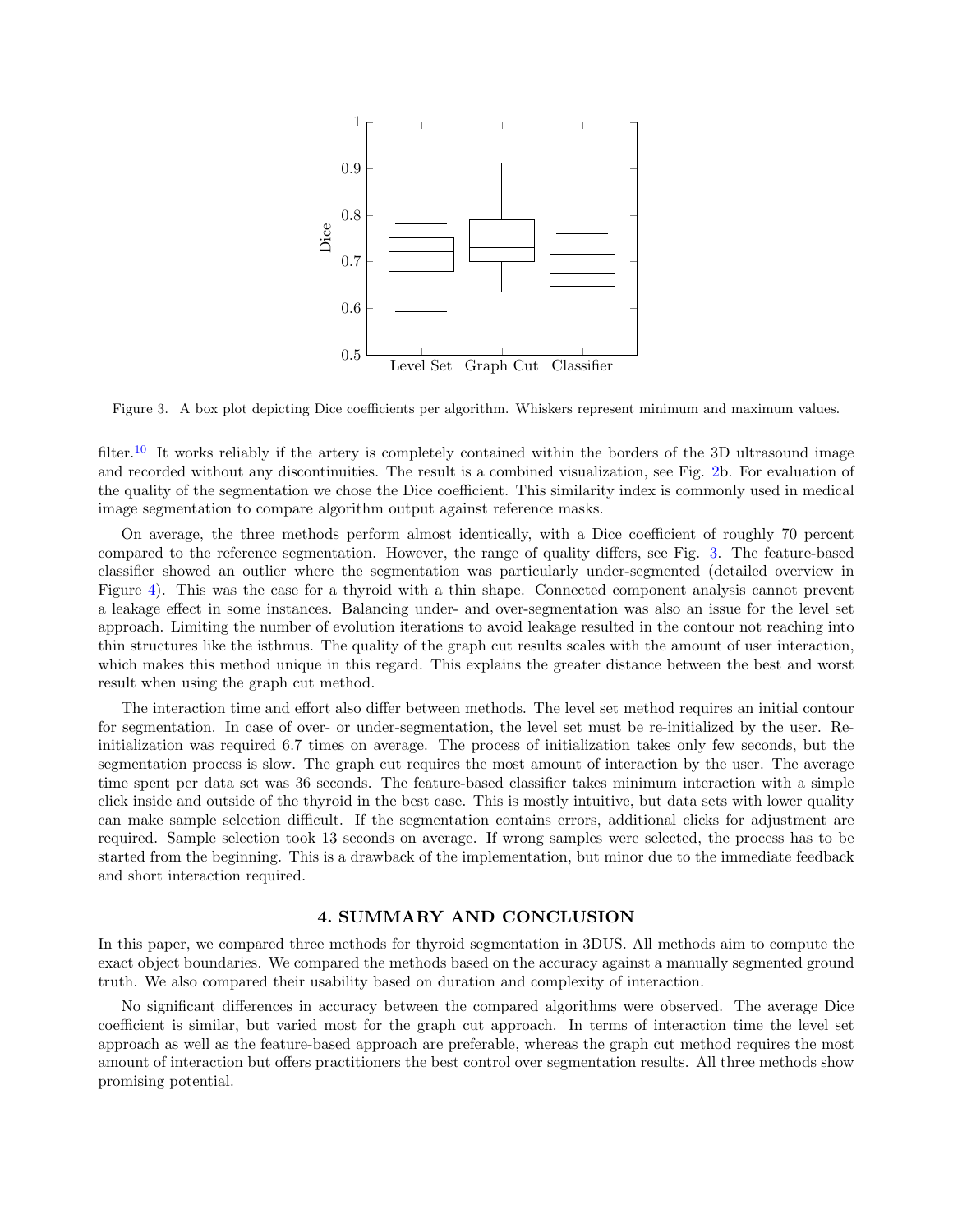1

0.9

0.8

0.7

0.6

0.5

Dice

Level Set Graph Cut Classifier

Figure 3. A box plot depicting Dice coefficients per algorithm. Whiskers represent minimum and maximum values.

filter.[10] It works reliably if the artery is completely contained within the borders of the 3D ultrasound image and recorded without any discontinuities. The result is a combined visualization, see Fig. 2b. For evaluation of the quality of the segmentation we chose the Dice coefficient. This similarity index is commonly used in medical image segmentation to compare algorithm output against reference masks.

On average, the three methods perform almost identically, with a Dice coefficient of roughly 70 percent compared to the reference segmentation. However, the range of quality differs, see Fig. 3. The feature-based classifier showed an outlier where the segmentation was particularly under-segmented (detailed overview in Figure 4). This was the case for a thyroid with a thin shape. Connected component analysis cannot prevent a leakage effect in some instances. Balancing under- and over-segmentation was also an issue for the level set approach. Limiting the number of evolution iterations to avoid leakage resulted in the contour not reaching into thin structures like the isthmus. The quality of the graph cut results scales with the amount of user interaction, which makes this method unique in this regard. This explains the greater distance between the best and worst result when using the graph cut method.

The interaction time and effort also differ between methods. The level set method requires an initial contour for segmentation. In case of over- or under-segmentation, the level set must be re-initialized by the user. Re-initialization was required 6.7 times on average. The process of initialization takes only few seconds, but the segmentation process is slow. The graph cut requires the most amount of interaction by the user. The average time spent per data set was 36 seconds. The feature-based classifier takes minimum interaction with a simple click inside and outside of the thyroid in the best case. This is mostly intuitive, but data sets with lower quality can make sample selection difficult. If the segmentation contains errors, additional clicks for adjustment are required. Sample selection took 13 seconds on average. If wrong samples were selected, the process has to be started from the beginning. This is a drawback of the implementation, but minor due to the immediate feedback and short interaction required.

## 4. SUMMARY AND CONCLUSION

In this paper, we compared three methods for thyroid segmentation in 3DUS. All methods aim to compute the exact object boundaries. We compared the methods based on the accuracy against a manually segmented ground truth. We also compared their usability based on duration and complexity of interaction.

No significant differences in accuracy between the compared algorithms were observed. The average Dice coefficient is similar, but varied most for the graph cut approach. In terms of interaction time the level set approach as well as the feature-based approach are preferable, whereas the graph cut method requires the most amount of interaction but offers practitioners the best control over segmentation results. All three methods show promising potential.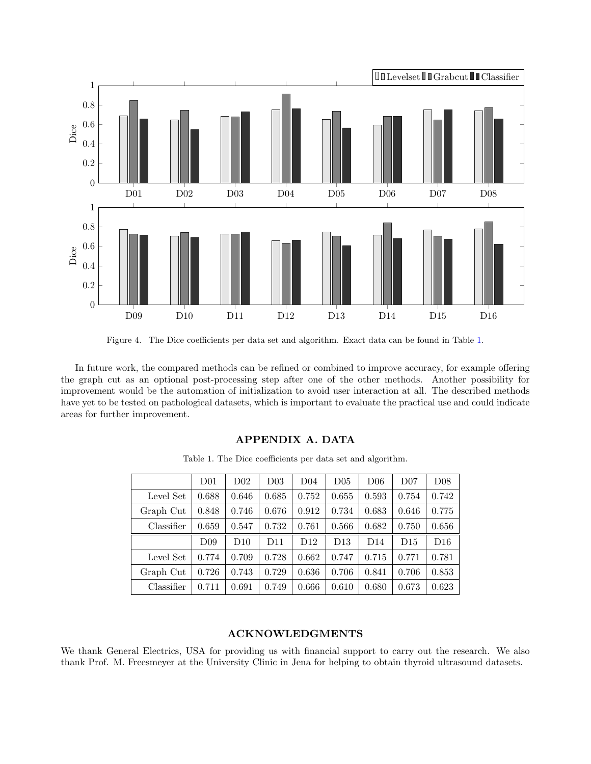Figure 4. The Dice coefficients per data set and algorithm. Exact data can be found in Table 1.

In future work, the compared methods can be refined or combined to improve accuracy, for example offering the graph cut as an optional post-processing step after one of the other methods. Another possibility for improvement would be the automation of initialization to avoid user interaction at all. The described methods have yet to be tested on pathological datasets, which is important to evaluate the practical use and could indicate areas for further improvement.

## APPENDIX A. DATA

Table 1. The Dice coefficients per data set and algorithm.

| | D01 | D02 | D03 | D04 | D05 | D06 | D07 | D08 |
|---|---|---|---|---|---|---|---|---|
| Level Set | 0.688 | 0.646 | 0.685 | 0.752 | 0.655 | 0.593 | 0.754 | 0.742 |
| Graph Cut | 0.848 | 0.746 | 0.676 | 0.912 | 0.734 | 0.683 | 0.646 | 0.775 |
| Classifier | 0.659 | 0.547 | 0.732 | 0.761 | 0.566 | 0.682 | 0.750 | 0.656 |
| | D09 | D10 | D11 | D12 | D13 | D14 | D15 | D16 |
| Level Set | 0.774 | 0.709 | 0.728 | 0.662 | 0.747 | 0.715 | 0.771 | 0.781 |
| Graph Cut | 0.726 | 0.743 | 0.729 | 0.636 | 0.706 | 0.841 | 0.706 | 0.853 |
| Classifier | 0.711 | 0.691 | 0.749 | 0.666 | 0.610 | 0.680 | 0.673 | 0.623 |

## ACKNOWLEDGMENTS

We thank General Electrics, USA for providing us with financial support to carry out the research. We also thank Prof. M. Freesmeyer at the University Clinic in Jena for helping to obtain thyroid ultrasound datasets.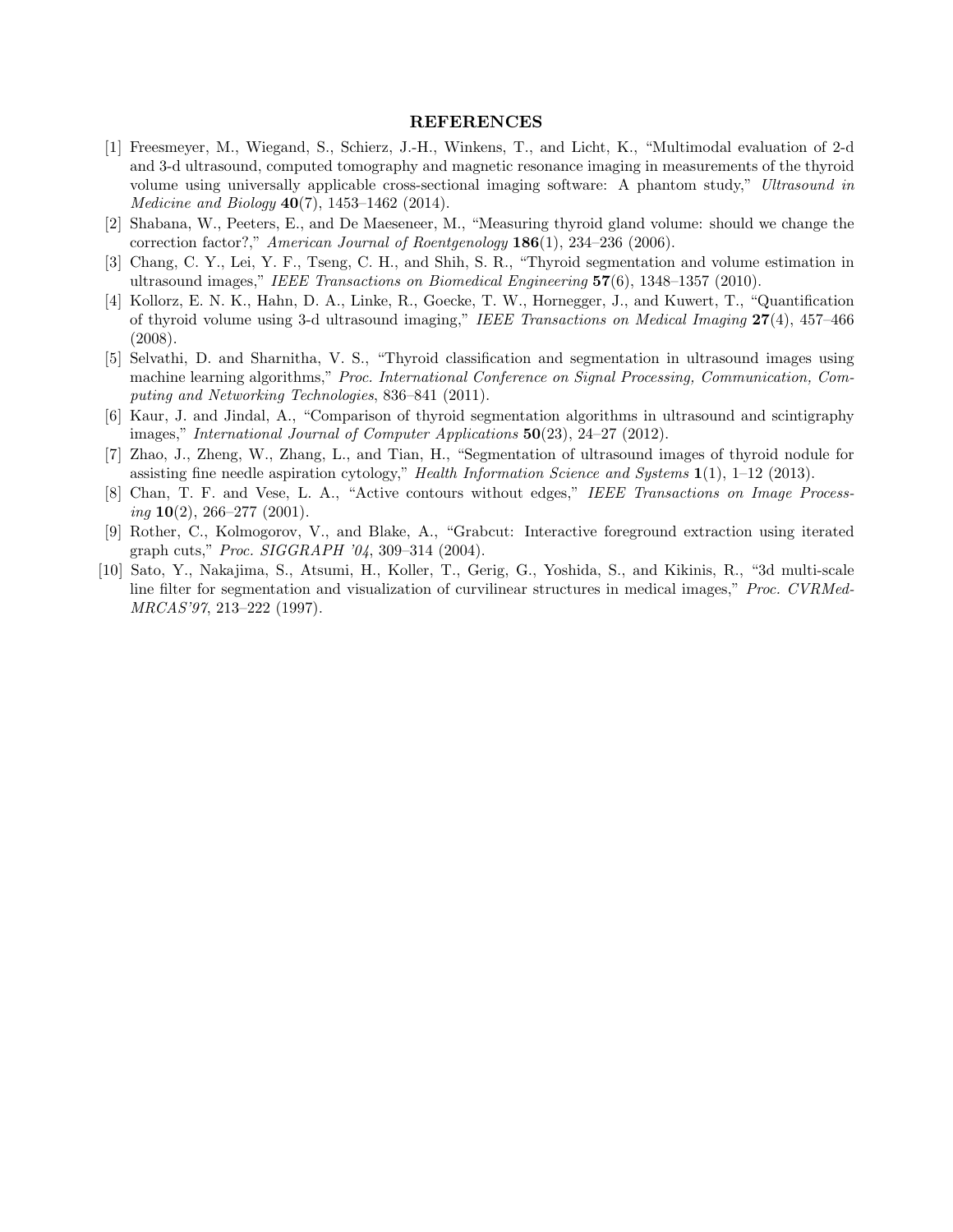## REFERENCES

[1] Freesmeyer, M., Wiegand, S., Schierz, J.-H., Winkens, T., and Licht, K., "Multimodal evaluation of 2-d and 3-d ultrasound, computed tomography and magnetic resonance imaging in measurements of the thyroid volume using universally applicable cross-sectional imaging software: A phantom study," *Ultrasound in Medicine and Biology* **40**(7), 1453–1462 (2014).

[2] Shabana, W., Peeters, E., and De Maeseneer, M., "Measuring thyroid gland volume: should we change the correction factor?," *American Journal of Roentgenology* **186**(1), 234–236 (2006).

[3] Chang, C. Y., Lei, Y. F., Tseng, C. H., and Shih, S. R., "Thyroid segmentation and volume estimation in ultrasound images," *IEEE Transactions on Biomedical Engineering* **57**(6), 1348–1357 (2010).

[4] Kollorz, E. N. K., Hahn, D. A., Linke, R., Goecke, T. W., Hornegger, J., and Kuwert, T., "Quantification of thyroid volume using 3-d ultrasound imaging," *IEEE Transactions on Medical Imaging* **27**(4), 457–466 (2008).

[5] Selvathi, D. and Sharnitha, V. S., "Thyroid classification and segmentation in ultrasound images using machine learning algorithms," *Proc. International Conference on Signal Processing, Communication, Computing and Networking Technologies*, 836–841 (2011).

[6] Kaur, J. and Jindal, A., "Comparison of thyroid segmentation algorithms in ultrasound and scintigraphy images," *International Journal of Computer Applications* **50**(23), 24–27 (2012).

[7] Zhao, J., Zheng, W., Zhang, L., and Tian, H., "Segmentation of ultrasound images of thyroid nodule for assisting fine needle aspiration cytology," *Health Information Science and Systems* **1**(1), 1–12 (2013).

[8] Chan, T. F. and Vese, L. A., "Active contours without edges," *IEEE Transactions on Image Processing* **10**(2), 266–277 (2001).

[9] Rother, C., Kolmogorov, V., and Blake, A., "Grabcut: Interactive foreground extraction using iterated graph cuts," *Proc. SIGGRAPH '04*, 309–314 (2004).

[10] Sato, Y., Nakajima, S., Atsumi, H., Koller, T., Gerig, G., Yoshida, S., and Kikinis, R., "3d multi-scale line filter for segmentation and visualization of curvilinear structures in medical images," *Proc. CVRMed-MRCAS'97*, 213–222 (1997).